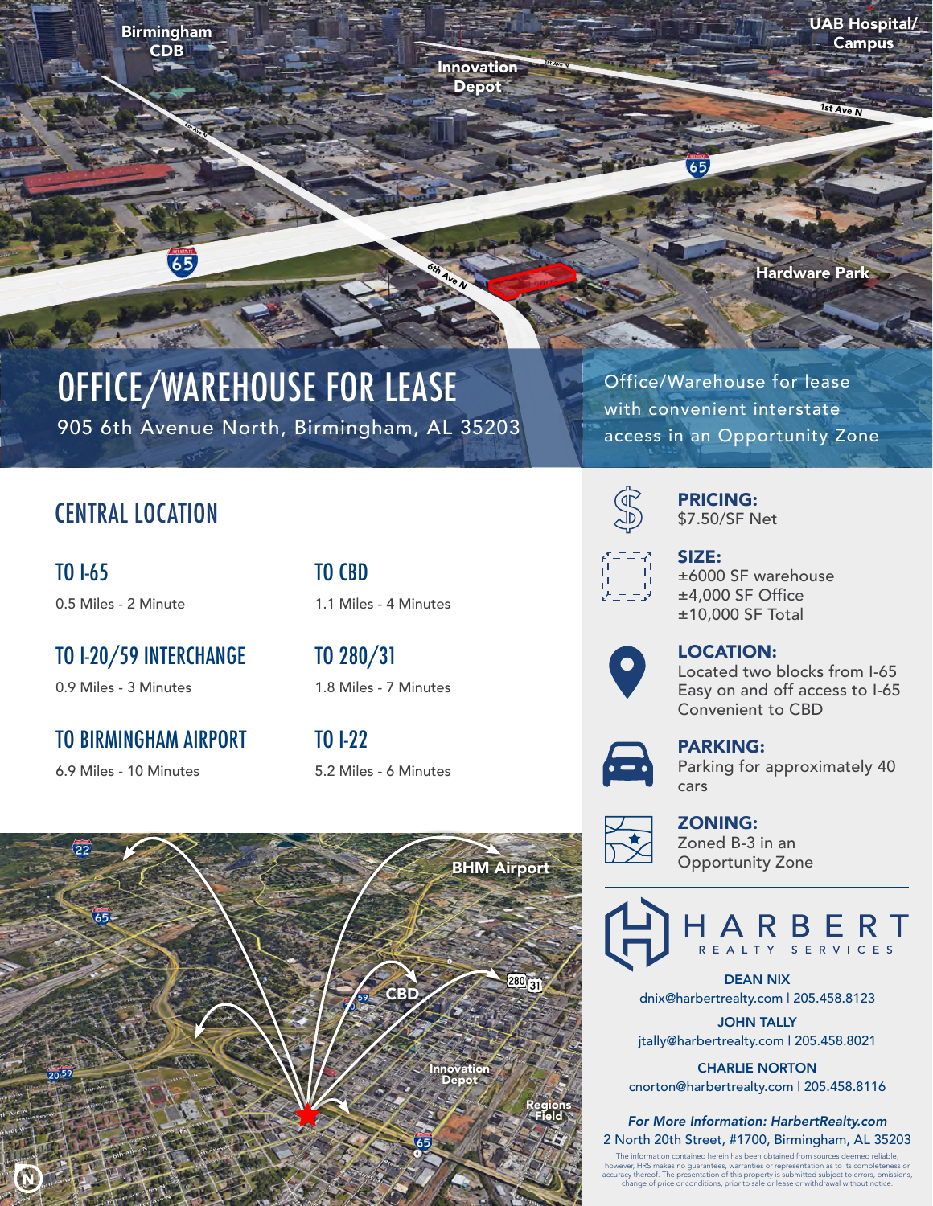# OFFICE/WAREHOUSE FOR LEASE

905 6th Avenue North, Birmingham, AL 35203

Office/Warehouse for lease with convenient interstate access in an Opportunity Zone

## CENTRAL LOCATION

### TO I-65
0.5 Miles - 2 Minute

### TO CBD
1.1 Miles - 4 Minutes

### TO I-20/59 INTERCHANGE
0.9 Miles - 3 Minutes

### TO 280/31
1.8 Miles - 7 Minutes

### TO BIRMINGHAM AIRPORT
6.9 Miles - 10 Minutes

### TO I-22
5.2 Miles - 6 Minutes

**PRICING:**
$7.50/SF Net

**SIZE:**
±6000 SF warehouse
±4,000 SF Office
±10,000 SF Total

**LOCATION:**
Located two blocks from I-65
Easy on and off access to I-65
Convenient to CBD

**PARKING:**
Parking for approximately 40 cars

**ZONING:**
Zoned B-3 in an Opportunity Zone

HARBERT REALTY SERVICES

**DEAN NIX**
dnix@harbertrealty.com | 205.458.8123

**JOHN TALLY**
jtally@harbertrealty.com | 205.458.8021

**CHARLIE NORTON**
cnorton@harbertrealty.com | 205.458.8116

*For More Information: HarbertRealty.com*
2 North 20th Street, #1700, Birmingham, AL 35203

The information contained herein has been obtained from sources deemed reliable, however, HRS makes no guarantees, warranties or representation as to its completeness or accuracy thereof. The presentation of this property is submitted subject to errors, omissions, change of price or conditions, prior to sale or lease or withdrawal without notice.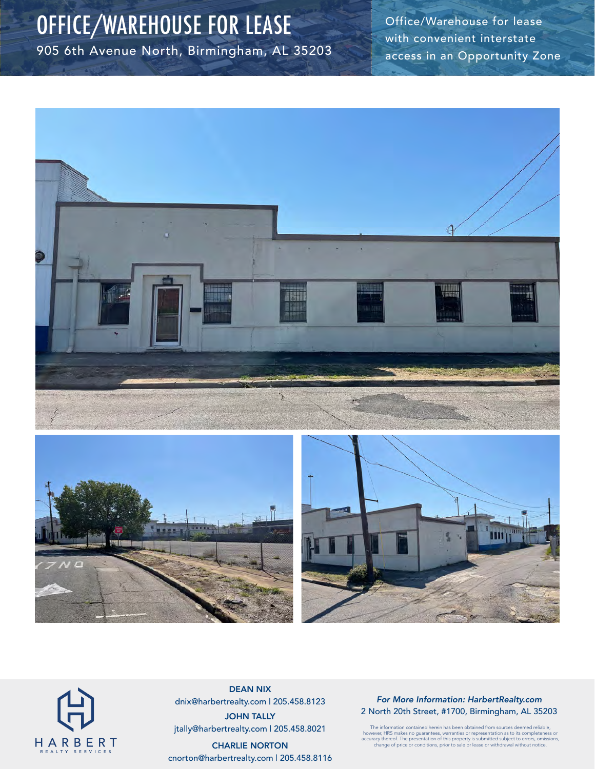# OFFICE/WAREHOUSE FOR LEASE

905 6th Avenue North, Birmingham, AL 35203

Office/Warehouse for lease with convenient interstate access in an Opportunity Zone

HARBERT REALTY SERVICES

**DEAN NIX**
dnix@harbertrealty.com | 205.458.8123

**JOHN TALLY**
jtally@harbertrealty.com | 205.458.8021

**CHARLIE NORTON**
cnorton@harbertrealty.com | 205.458.8116

*For More Information: HarbertRealty.com*
2 North 20th Street, #1700, Birmingham, AL 35203

The information contained herein has been obtained from sources deemed reliable, however, HRS makes no guarantees, warranties or representation as to its completeness or accuracy thereof. The presentation of this property is submitted subject to errors, omissions, change of price or conditions, prior to sale or lease or withdrawal without notice.